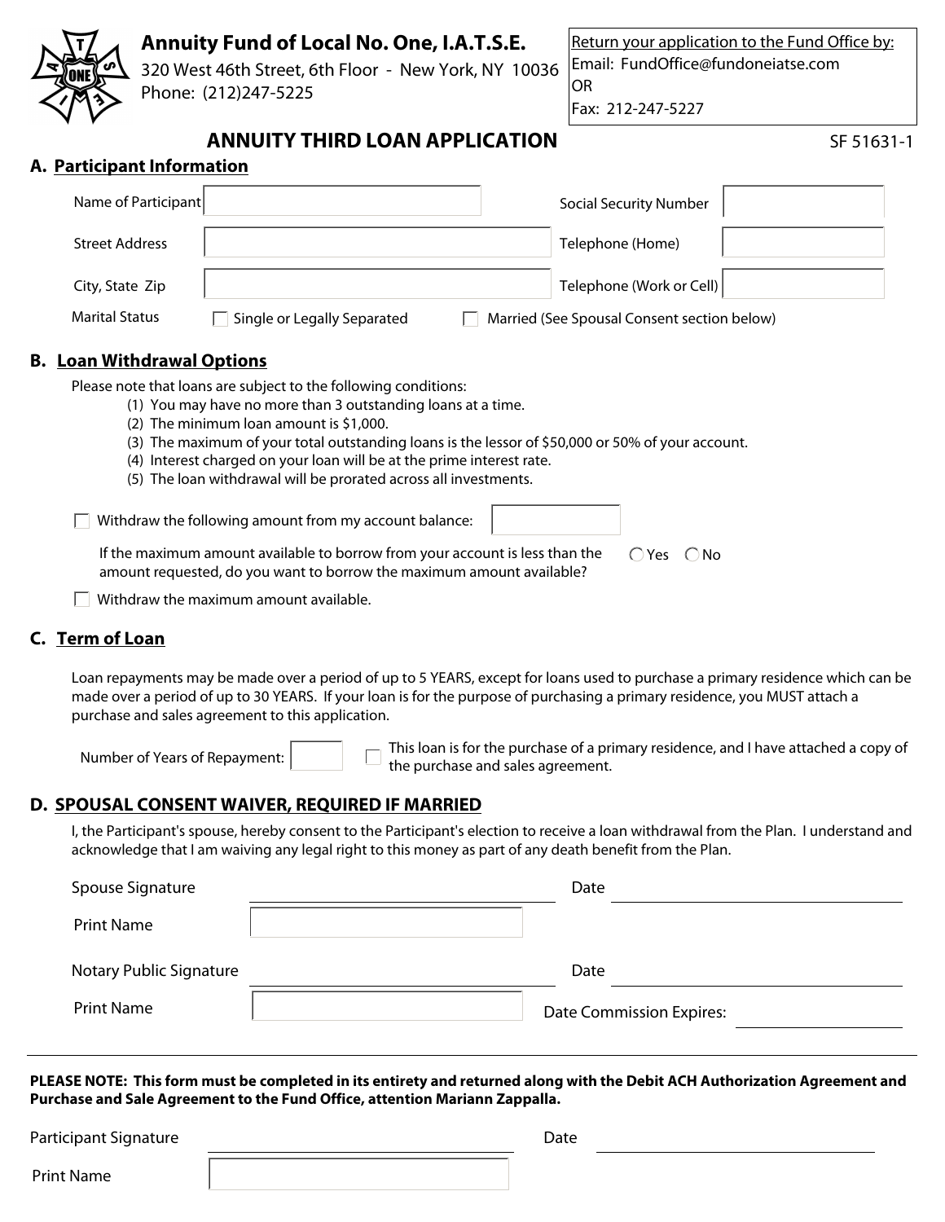# Annuity Fund of Local No. One, I.A.T.S.E.

320 West 46th Street, 6th Floor - New York, NY 10036
Phone: (212)247-5225

Return your application to the Fund Office by:
Email: FundOffice@fundoneiatse.com
OR
Fax: 212-247-5227

## ANNUITY THIRD LOAN APPLICATION

SF 51631-1

### A. Participant Information

| | | | |
|---|---|---|---|
| Name of Participant | | Social Security Number | |
| Street Address | | Telephone (Home) | |
| City, State Zip | | Telephone (Work or Cell) | |

Marital Status ☐ Single or Legally Separated ☐ Married (See Spousal Consent section below)

### B. Loan Withdrawal Options

Please note that loans are subject to the following conditions:

1. You may have no more than 3 outstanding loans at a time.
2. The minimum loan amount is $1,000.
3. The maximum of your total outstanding loans is the lessor of $50,000 or 50% of your account.
4. Interest charged on your loan will be at the prime interest rate.
5. The loan withdrawal will be prorated across all investments.

☐ Withdraw the following amount from my account balance: ____________

If the maximum amount available to borrow from your account is less than the amount requested, do you want to borrow the maximum amount available? ○ Yes ○ No

☐ Withdraw the maximum amount available.

### C. Term of Loan

Loan repayments may be made over a period of up to 5 YEARS, except for loans used to purchase a primary residence which can be made over a period of up to 30 YEARS. If your loan is for the purpose of purchasing a primary residence, you MUST attach a purchase and sales agreement to this application.

Number of Years of Repayment: ______ ☐ This loan is for the purchase of a primary residence, and I have attached a copy of the purchase and sales agreement.

### D. SPOUSAL CONSENT WAIVER, REQUIRED IF MARRIED

I, the Participant's spouse, hereby consent to the Participant's election to receive a loan withdrawal from the Plan. I understand and acknowledge that I am waiving any legal right to this money as part of any death benefit from the Plan.

Spouse Signature ____________________ Date ____________________

Print Name ____________________

Notary Public Signature ____________________ Date ____________________

Print Name ____________________ Date Commission Expires: ____________________

---

**PLEASE NOTE: This form must be completed in its entirety and returned along with the Debit ACH Authorization Agreement and Purchase and Sale Agreement to the Fund Office, attention Mariann Zappalla.**

Participant Signature ____________________ Date ____________________

Print Name ____________________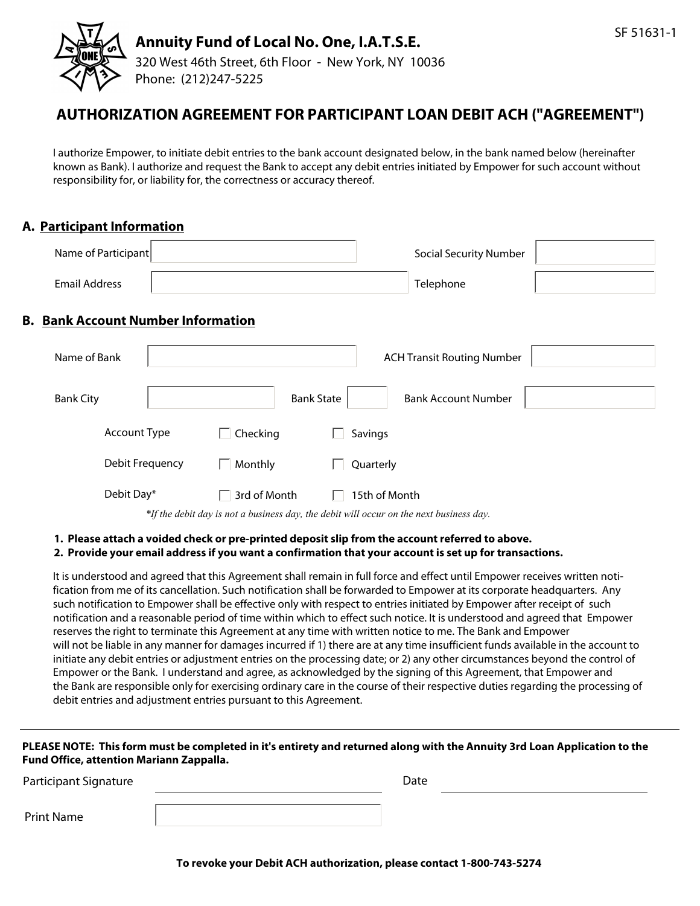SF 51631-1

# Annuity Fund of Local No. One, I.A.T.S.E.

320 West 46th Street, 6th Floor - New York, NY 10036
Phone: (212)247-5225

## AUTHORIZATION AGREEMENT FOR PARTICIPANT LOAN DEBIT ACH ("AGREEMENT")

I authorize Empower, to initiate debit entries to the bank account designated below, in the bank named below (hereinafter known as Bank). I authorize and request the Bank to accept any debit entries initiated by Empower for such account without responsibility for, or liability for, the correctness or accuracy thereof.

### A. Participant Information

Name of Participant ____________________ Social Security Number ____________________

Email Address ____________________ Telephone ____________________

### B. Bank Account Number Information

Name of Bank ____________________ ACH Transit Routing Number ____________________

Bank City ____________________ Bank State ________ Bank Account Number ____________________

Account Type ☐ Checking ☐ Savings

Debit Frequency ☐ Monthly ☐ Quarterly

Debit Day* ☐ 3rd of Month ☐ 15th of Month

*\*If the debit day is not a business day, the debit will occur on the next business day.*

1. **Please attach a voided check or pre-printed deposit slip from the account referred to above.**
2. **Provide your email address if you want a confirmation that your account is set up for transactions.**

It is understood and agreed that this Agreement shall remain in full force and effect until Empower receives written notification from me of its cancellation. Such notification shall be forwarded to Empower at its corporate headquarters. Any such notification to Empower shall be effective only with respect to entries initiated by Empower after receipt of such notification and a reasonable period of time within which to effect such notice. It is understood and agreed that Empower reserves the right to terminate this Agreement at any time with written notice to me. The Bank and Empower will not be liable in any manner for damages incurred if 1) there are at any time insufficient funds available in the account to initiate any debit entries or adjustment entries on the processing date; or 2) any other circumstances beyond the control of Empower or the Bank. I understand and agree, as acknowledged by the signing of this Agreement, that Empower and the Bank are responsible only for exercising ordinary care in the course of their respective duties regarding the processing of debit entries and adjustment entries pursuant to this Agreement.

---

**PLEASE NOTE: This form must be completed in it's entirety and returned along with the Annuity 3rd Loan Application to the Fund Office, attention Mariann Zappalla.**

Participant Signature ____________________ Date ____________________

Print Name ____________________

**To revoke your Debit ACH authorization, please contact 1-800-743-5274**